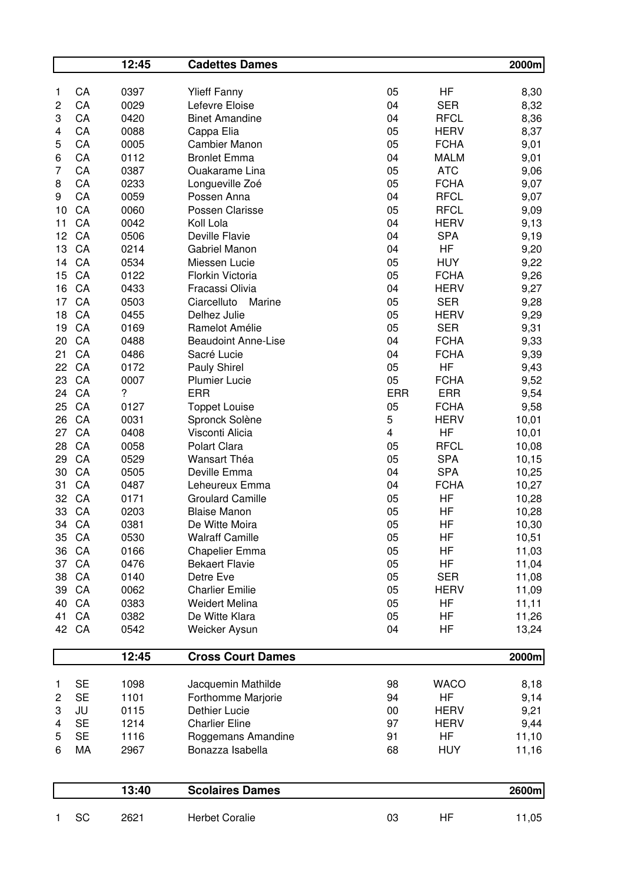| | | 12:45 | Cadettes Dames | | | 2000m |
|---|---|---|---|---|---|---|
| 1 | CA | 0397 | Ylieff Fanny | 05 | HF | 8,30 |
| 2 | CA | 0029 | Lefevre Eloise | 04 | SER | 8,32 |
| 3 | CA | 0420 | Binet Amandine | 04 | RFCL | 8,36 |
| 4 | CA | 0088 | Cappa Elia | 05 | HERV | 8,37 |
| 5 | CA | 0005 | Cambier Manon | 05 | FCHA | 9,01 |
| 6 | CA | 0112 | Bronlet Emma | 04 | MALM | 9,01 |
| 7 | CA | 0387 | Ouakarame Lina | 05 | ATC | 9,06 |
| 8 | CA | 0233 | Longueville Zoé | 05 | FCHA | 9,07 |
| 9 | CA | 0059 | Possen Anna | 04 | RFCL | 9,07 |
| 10 | CA | 0060 | Possen Clarisse | 05 | RFCL | 9,09 |
| 11 | CA | 0042 | Koll Lola | 04 | HERV | 9,13 |
| 12 | CA | 0506 | Deville Flavie | 04 | SPA | 9,19 |
| 13 | CA | 0214 | Gabriel Manon | 04 | HF | 9,20 |
| 14 | CA | 0534 | Miessen Lucie | 05 | HUY | 9,22 |
| 15 | CA | 0122 | Florkin Victoria | 05 | FCHA | 9,26 |
| 16 | CA | 0433 | Fracassi Olivia | 04 | HERV | 9,27 |
| 17 | CA | 0503 | Ciarcelluto Marine | 05 | SER | 9,28 |
| 18 | CA | 0455 | Delhez Julie | 05 | HERV | 9,29 |
| 19 | CA | 0169 | Ramelot Amélie | 05 | SER | 9,31 |
| 20 | CA | 0488 | Beaudoint Anne-Lise | 04 | FCHA | 9,33 |
| 21 | CA | 0486 | Sacré Lucie | 04 | FCHA | 9,39 |
| 22 | CA | 0172 | Pauly Shirel | 05 | HF | 9,43 |
| 23 | CA | 0007 | Plumier Lucie | 05 | FCHA | 9,52 |
| 24 | CA | ? | ERR | ERR | ERR | 9,54 |
| 25 | CA | 0127 | Toppet Louise | 05 | FCHA | 9,58 |
| 26 | CA | 0031 | Spronck Solène | 5 | HERV | 10,01 |
| 27 | CA | 0408 | Visconti Alicia | 4 | HF | 10,01 |
| 28 | CA | 0058 | Polart Clara | 05 | RFCL | 10,08 |
| 29 | CA | 0529 | Wansart Théa | 05 | SPA | 10,15 |
| 30 | CA | 0505 | Deville Emma | 04 | SPA | 10,25 |
| 31 | CA | 0487 | Leheureux Emma | 04 | FCHA | 10,27 |
| 32 | CA | 0171 | Groulard Camille | 05 | HF | 10,28 |
| 33 | CA | 0203 | Blaise Manon | 05 | HF | 10,28 |
| 34 | CA | 0381 | De Witte Moira | 05 | HF | 10,30 |
| 35 | CA | 0530 | Walraff Camille | 05 | HF | 10,51 |
| 36 | CA | 0166 | Chapelier Emma | 05 | HF | 11,03 |
| 37 | CA | 0476 | Bekaert Flavie | 05 | HF | 11,04 |
| 38 | CA | 0140 | Detre Eve | 05 | SER | 11,08 |
| 39 | CA | 0062 | Charlier Emilie | 05 | HERV | 11,09 |
| 40 | CA | 0383 | Weidert Melina | 05 | HF | 11,11 |
| 41 | CA | 0382 | De Witte Klara | 05 | HF | 11,26 |
| 42 | CA | 0542 | Weicker Aysun | 04 | HF | 13,24 |

| | | 12:45 | Cross Court Dames | | | 2000m |
|---|---|---|---|---|---|---|
| 1 | SE | 1098 | Jacquemin Mathilde | 98 | WACO | 8,18 |
| 2 | SE | 1101 | Forthomme Marjorie | 94 | HF | 9,14 |
| 3 | JU | 0115 | Dethier Lucie | 00 | HERV | 9,21 |
| 4 | SE | 1214 | Charlier Eline | 97 | HERV | 9,44 |
| 5 | SE | 1116 | Roggemans Amandine | 91 | HF | 11,10 |
| 6 | MA | 2967 | Bonazza Isabella | 68 | HUY | 11,16 |

| | | 13:40 | Scolaires Dames | | | 2600m |
|---|---|---|---|---|---|---|
| 1 | SC | 2621 | Herbet Coralie | 03 | HF | 11,05 |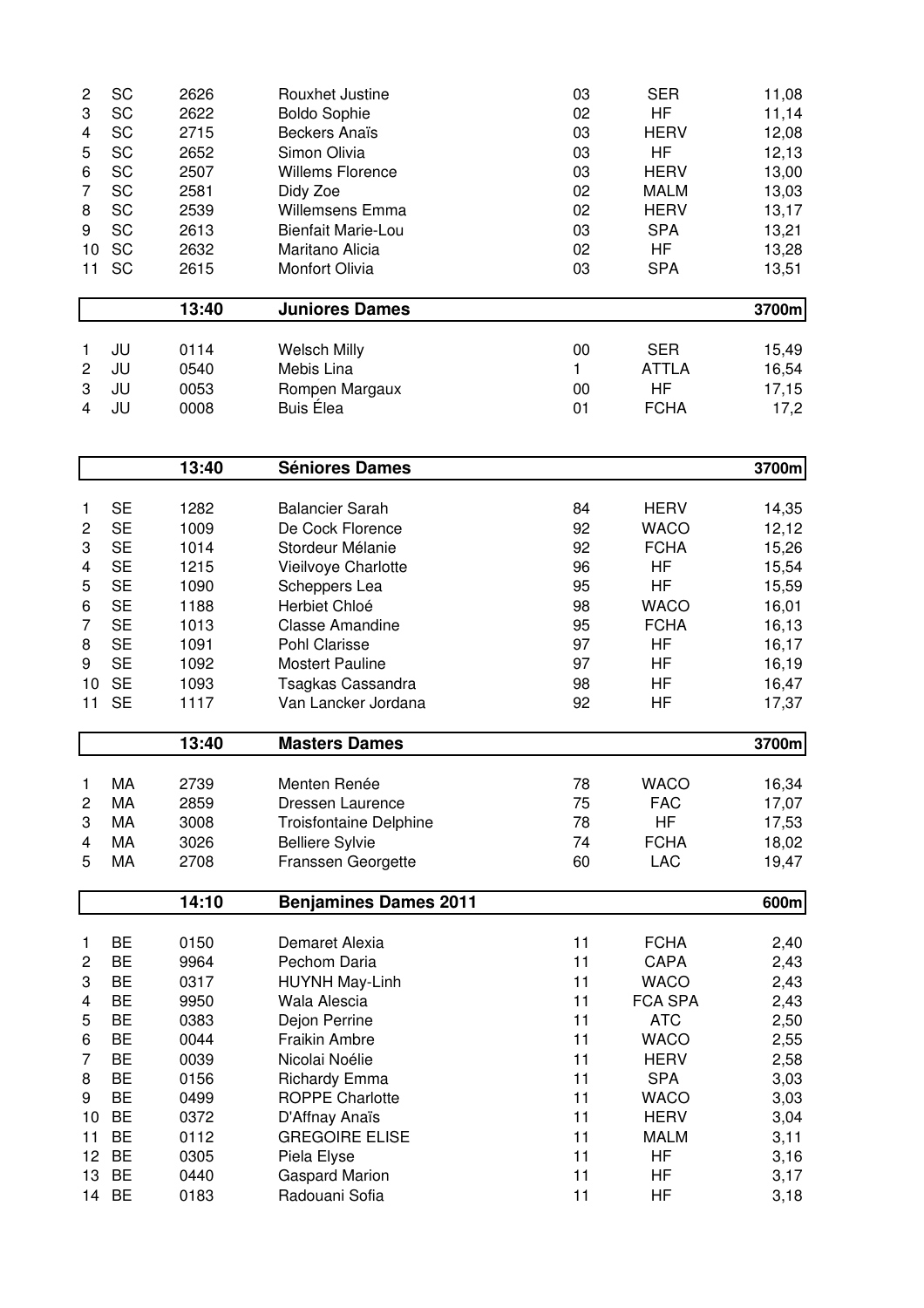| | | | | | | |
|---|---|---|---|---|---|---|
| 2 | SC | 2626 | Rouxhet Justine | 03 | SER | 11,08 |
| 3 | SC | 2622 | Boldo Sophie | 02 | HF | 11,14 |
| 4 | SC | 2715 | Beckers Anaïs | 03 | HERV | 12,08 |
| 5 | SC | 2652 | Simon Olivia | 03 | HF | 12,13 |
| 6 | SC | 2507 | Willems Florence | 03 | HERV | 13,00 |
| 7 | SC | 2581 | Didy Zoe | 02 | MALM | 13,03 |
| 8 | SC | 2539 | Willemsens Emma | 02 | HERV | 13,17 |
| 9 | SC | 2613 | Bienfait Marie-Lou | 03 | SPA | 13,21 |
| 10 | SC | 2632 | Maritano Alicia | 02 | HF | 13,28 |
| 11 | SC | 2615 | Monfort Olivia | 03 | SPA | 13,51 |

| | | 13:40 | Juniores Dames | | | 3700m |
|---|---|---|---|---|---|---|
| 1 | JU | 0114 | Welsch Milly | 00 | SER | 15,49 |
| 2 | JU | 0540 | Mebis Lina | 1 | ATTLA | 16,54 |
| 3 | JU | 0053 | Rompen Margaux | 00 | HF | 17,15 |
| 4 | JU | 0008 | Buis Élea | 01 | FCHA | 17,2 |

| | | 13:40 | Séniores Dames | | | 3700m |
|---|---|---|---|---|---|---|
| 1 | SE | 1282 | Balancier Sarah | 84 | HERV | 14,35 |
| 2 | SE | 1009 | De Cock Florence | 92 | WACO | 12,12 |
| 3 | SE | 1014 | Stordeur Mélanie | 92 | FCHA | 15,26 |
| 4 | SE | 1215 | Vieilvoye Charlotte | 96 | HF | 15,54 |
| 5 | SE | 1090 | Scheppers Lea | 95 | HF | 15,59 |
| 6 | SE | 1188 | Herbiet Chloé | 98 | WACO | 16,01 |
| 7 | SE | 1013 | Classe Amandine | 95 | FCHA | 16,13 |
| 8 | SE | 1091 | Pohl Clarisse | 97 | HF | 16,17 |
| 9 | SE | 1092 | Mostert Pauline | 97 | HF | 16,19 |
| 10 | SE | 1093 | Tsagkas Cassandra | 98 | HF | 16,47 |
| 11 | SE | 1117 | Van Lancker Jordana | 92 | HF | 17,37 |

| | | 13:40 | Masters Dames | | | 3700m |
|---|---|---|---|---|---|---|
| 1 | MA | 2739 | Menten Renée | 78 | WACO | 16,34 |
| 2 | MA | 2859 | Dressen Laurence | 75 | FAC | 17,07 |
| 3 | MA | 3008 | Troisfontaine Delphine | 78 | HF | 17,53 |
| 4 | MA | 3026 | Belliere Sylvie | 74 | FCHA | 18,02 |
| 5 | MA | 2708 | Franssen Georgette | 60 | LAC | 19,47 |

| | | 14:10 | Benjamines Dames 2011 | | | 600m |
|---|---|---|---|---|---|---|
| 1 | BE | 0150 | Demaret Alexia | 11 | FCHA | 2,40 |
| 2 | BE | 9964 | Pechom Daria | 11 | CAPA | 2,43 |
| 3 | BE | 0317 | HUYNH May-Linh | 11 | WACO | 2,43 |
| 4 | BE | 9950 | Wala Alescia | 11 | FCA SPA | 2,43 |
| 5 | BE | 0383 | Dejon Perrine | 11 | ATC | 2,50 |
| 6 | BE | 0044 | Fraikin Ambre | 11 | WACO | 2,55 |
| 7 | BE | 0039 | Nicolai Noélie | 11 | HERV | 2,58 |
| 8 | BE | 0156 | Richardy Emma | 11 | SPA | 3,03 |
| 9 | BE | 0499 | ROPPE Charlotte | 11 | WACO | 3,03 |
| 10 | BE | 0372 | D'Affnay Anaïs | 11 | HERV | 3,04 |
| 11 | BE | 0112 | GREGOIRE ELISE | 11 | MALM | 3,11 |
| 12 | BE | 0305 | Piela Elyse | 11 | HF | 3,16 |
| 13 | BE | 0440 | Gaspard Marion | 11 | HF | 3,17 |
| 14 | BE | 0183 | Radouani Sofia | 11 | HF | 3,18 |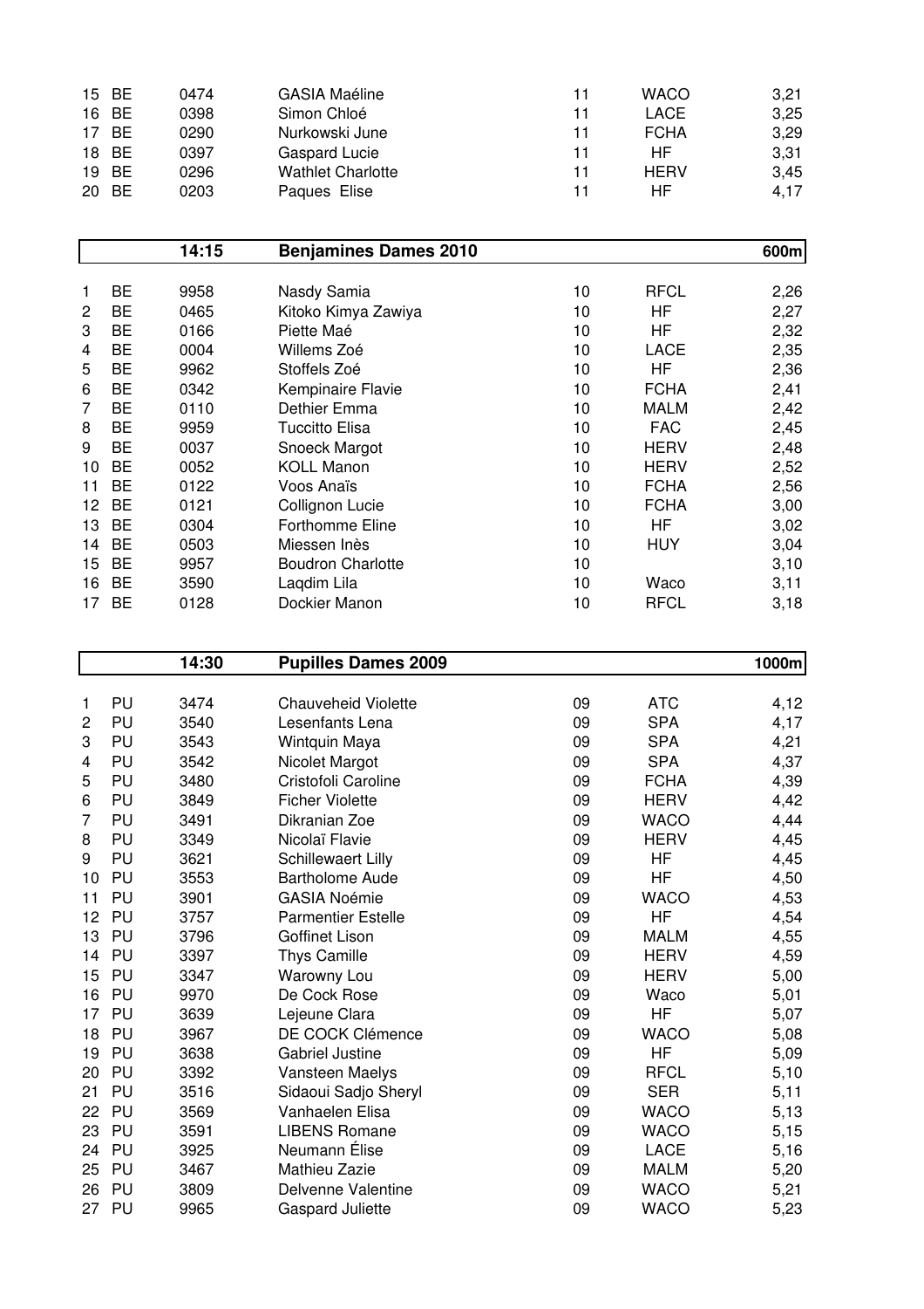| | | | | | | |
|---|---|---|---|---|---|---|
| 15 | BE | 0474 | GASIA Maéline | 11 | WACO | 3,21 |
| 16 | BE | 0398 | Simon Chloé | 11 | LACE | 3,25 |
| 17 | BE | 0290 | Nurkowski June | 11 | FCHA | 3,29 |
| 18 | BE | 0397 | Gaspard Lucie | 11 | HF | 3,31 |
| 19 | BE | 0296 | Wathlet Charlotte | 11 | HERV | 3,45 |
| 20 | BE | 0203 | Paques Elise | 11 | HF | 4,17 |

| | | 14:15 | Benjamines Dames 2010 | | | 600m |
|---|---|---|---|---|---|---|
| 1 | BE | 9958 | Nasdy Samia | 10 | RFCL | 2,26 |
| 2 | BE | 0465 | Kitoko Kimya Zawiya | 10 | HF | 2,27 |
| 3 | BE | 0166 | Piette Maé | 10 | HF | 2,32 |
| 4 | BE | 0004 | Willems Zoé | 10 | LACE | 2,35 |
| 5 | BE | 9962 | Stoffels Zoé | 10 | HF | 2,36 |
| 6 | BE | 0342 | Kempinaire Flavie | 10 | FCHA | 2,41 |
| 7 | BE | 0110 | Dethier Emma | 10 | MALM | 2,42 |
| 8 | BE | 9959 | Tuccitto Elisa | 10 | FAC | 2,45 |
| 9 | BE | 0037 | Snoeck Margot | 10 | HERV | 2,48 |
| 10 | BE | 0052 | KOLL Manon | 10 | HERV | 2,52 |
| 11 | BE | 0122 | Voos Anaïs | 10 | FCHA | 2,56 |
| 12 | BE | 0121 | Collignon Lucie | 10 | FCHA | 3,00 |
| 13 | BE | 0304 | Forthomme Eline | 10 | HF | 3,02 |
| 14 | BE | 0503 | Miessen Inès | 10 | HUY | 3,04 |
| 15 | BE | 9957 | Boudron Charlotte | 10 | | 3,10 |
| 16 | BE | 3590 | Laqdim Lila | 10 | Waco | 3,11 |
| 17 | BE | 0128 | Dockier Manon | 10 | RFCL | 3,18 |

| | | 14:30 | Pupilles Dames 2009 | | | 1000m |
|---|---|---|---|---|---|---|
| 1 | PU | 3474 | Chauveheid Violette | 09 | ATC | 4,12 |
| 2 | PU | 3540 | Lesenfants Lena | 09 | SPA | 4,17 |
| 3 | PU | 3543 | Wintquin Maya | 09 | SPA | 4,21 |
| 4 | PU | 3542 | Nicolet Margot | 09 | SPA | 4,37 |
| 5 | PU | 3480 | Cristofoli Caroline | 09 | FCHA | 4,39 |
| 6 | PU | 3849 | Ficher Violette | 09 | HERV | 4,42 |
| 7 | PU | 3491 | Dikranian Zoe | 09 | WACO | 4,44 |
| 8 | PU | 3349 | Nicolaï Flavie | 09 | HERV | 4,45 |
| 9 | PU | 3621 | Schillewaert Lilly | 09 | HF | 4,45 |
| 10 | PU | 3553 | Bartholome Aude | 09 | HF | 4,50 |
| 11 | PU | 3901 | GASIA Noémie | 09 | WACO | 4,53 |
| 12 | PU | 3757 | Parmentier Estelle | 09 | HF | 4,54 |
| 13 | PU | 3796 | Goffinet Lison | 09 | MALM | 4,55 |
| 14 | PU | 3397 | Thys Camille | 09 | HERV | 4,59 |
| 15 | PU | 3347 | Warowny Lou | 09 | HERV | 5,00 |
| 16 | PU | 9970 | De Cock Rose | 09 | Waco | 5,01 |
| 17 | PU | 3639 | Lejeune Clara | 09 | HF | 5,07 |
| 18 | PU | 3967 | DE COCK Clémence | 09 | WACO | 5,08 |
| 19 | PU | 3638 | Gabriel Justine | 09 | HF | 5,09 |
| 20 | PU | 3392 | Vansteen Maelys | 09 | RFCL | 5,10 |
| 21 | PU | 3516 | Sidaoui Sadjo Sheryl | 09 | SER | 5,11 |
| 22 | PU | 3569 | Vanhaelen Elisa | 09 | WACO | 5,13 |
| 23 | PU | 3591 | LIBENS Romane | 09 | WACO | 5,15 |
| 24 | PU | 3925 | Neumann Élise | 09 | LACE | 5,16 |
| 25 | PU | 3467 | Mathieu Zazie | 09 | MALM | 5,20 |
| 26 | PU | 3809 | Delvenne Valentine | 09 | WACO | 5,21 |
| 27 | PU | 9965 | Gaspard Juliette | 09 | WACO | 5,23 |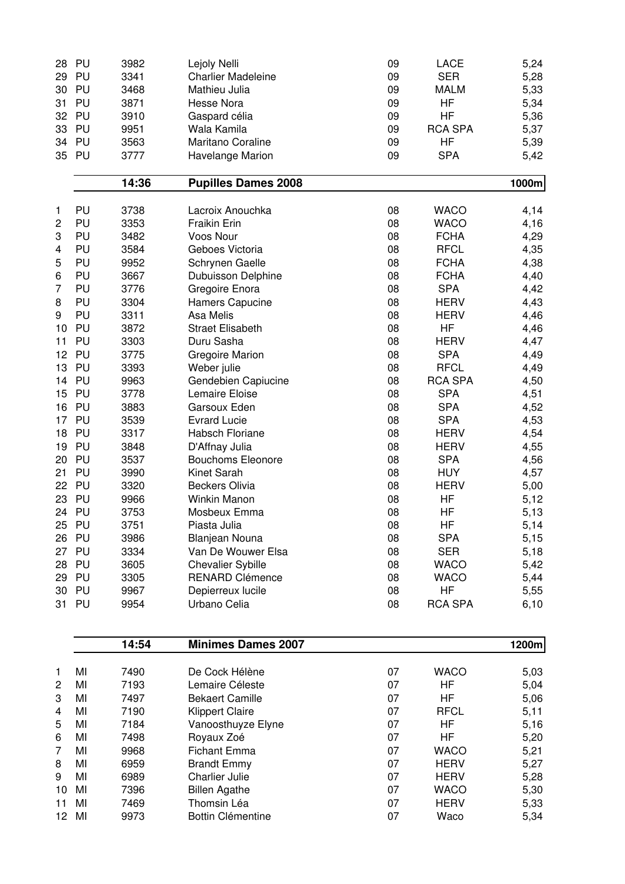| | | | | | | |
|---|---|---|---|---|---|---|
| 28 | PU | 3982 | Lejoly Nelli | 09 | LACE | 5,24 |
| 29 | PU | 3341 | Charlier Madeleine | 09 | SER | 5,28 |
| 30 | PU | 3468 | Mathieu Julia | 09 | MALM | 5,33 |
| 31 | PU | 3871 | Hesse Nora | 09 | HF | 5,34 |
| 32 | PU | 3910 | Gaspard célia | 09 | HF | 5,36 |
| 33 | PU | 9951 | Wala Kamila | 09 | RCA SPA | 5,37 |
| 34 | PU | 3563 | Maritano Coraline | 09 | HF | 5,39 |
| 35 | PU | 3777 | Havelange Marion | 09 | SPA | 5,42 |

| | | **14:36** | **Pupilles Dames 2008** | | | **1000m** |
|---|---|---|---|---|---|---|
| 1 | PU | 3738 | Lacroix Anouchka | 08 | WACO | 4,14 |
| 2 | PU | 3353 | Fraikin Erin | 08 | WACO | 4,16 |
| 3 | PU | 3482 | Voos Nour | 08 | FCHA | 4,29 |
| 4 | PU | 3584 | Geboes Victoria | 08 | RFCL | 4,35 |
| 5 | PU | 9952 | Schrynen Gaelle | 08 | FCHA | 4,38 |
| 6 | PU | 3667 | Dubuisson Delphine | 08 | FCHA | 4,40 |
| 7 | PU | 3776 | Gregoire Enora | 08 | SPA | 4,42 |
| 8 | PU | 3304 | Hamers Capucine | 08 | HERV | 4,43 |
| 9 | PU | 3311 | Asa Melis | 08 | HERV | 4,46 |
| 10 | PU | 3872 | Straet Elisabeth | 08 | HF | 4,46 |
| 11 | PU | 3303 | Duru Sasha | 08 | HERV | 4,47 |
| 12 | PU | 3775 | Gregoire Marion | 08 | SPA | 4,49 |
| 13 | PU | 3393 | Weber julie | 08 | RFCL | 4,49 |
| 14 | PU | 9963 | Gendebien Capiucine | 08 | RCA SPA | 4,50 |
| 15 | PU | 3778 | Lemaire Eloise | 08 | SPA | 4,51 |
| 16 | PU | 3883 | Garsoux Eden | 08 | SPA | 4,52 |
| 17 | PU | 3539 | Evrard Lucie | 08 | SPA | 4,53 |
| 18 | PU | 3317 | Habsch Floriane | 08 | HERV | 4,54 |
| 19 | PU | 3848 | D'Affnay Julia | 08 | HERV | 4,55 |
| 20 | PU | 3537 | Bouchoms Eleonore | 08 | SPA | 4,56 |
| 21 | PU | 3990 | Kinet Sarah | 08 | HUY | 4,57 |
| 22 | PU | 3320 | Beckers Olivia | 08 | HERV | 5,00 |
| 23 | PU | 9966 | Winkin Manon | 08 | HF | 5,12 |
| 24 | PU | 3753 | Mosbeux Emma | 08 | HF | 5,13 |
| 25 | PU | 3751 | Piasta Julia | 08 | HF | 5,14 |
| 26 | PU | 3986 | Blanjean Nouna | 08 | SPA | 5,15 |
| 27 | PU | 3334 | Van De Wouwer Elsa | 08 | SER | 5,18 |
| 28 | PU | 3605 | Chevalier Sybille | 08 | WACO | 5,42 |
| 29 | PU | 3305 | RENARD Clémence | 08 | WACO | 5,44 |
| 30 | PU | 9967 | Depierreux lucile | 08 | HF | 5,55 |
| 31 | PU | 9954 | Urbano Celia | 08 | RCA SPA | 6,10 |

| | | **14:54** | **Minimes Dames 2007** | | | **1200m** |
|---|---|---|---|---|---|---|
| 1 | MI | 7490 | De Cock Hélène | 07 | WACO | 5,03 |
| 2 | MI | 7193 | Lemaire Céleste | 07 | HF | 5,04 |
| 3 | MI | 7497 | Bekaert Camille | 07 | HF | 5,06 |
| 4 | MI | 7190 | Klippert Claire | 07 | RFCL | 5,11 |
| 5 | MI | 7184 | Vanoosthuyze Elyne | 07 | HF | 5,16 |
| 6 | MI | 7498 | Royaux Zoé | 07 | HF | 5,20 |
| 7 | MI | 9968 | Fichant Emma | 07 | WACO | 5,21 |
| 8 | MI | 6959 | Brandt Emmy | 07 | HERV | 5,27 |
| 9 | MI | 6989 | Charlier Julie | 07 | HERV | 5,28 |
| 10 | MI | 7396 | Billen Agathe | 07 | WACO | 5,30 |
| 11 | MI | 7469 | Thomsin Léa | 07 | HERV | 5,33 |
| 12 | MI | 9973 | Bottin Clémentine | 07 | Waco | 5,34 |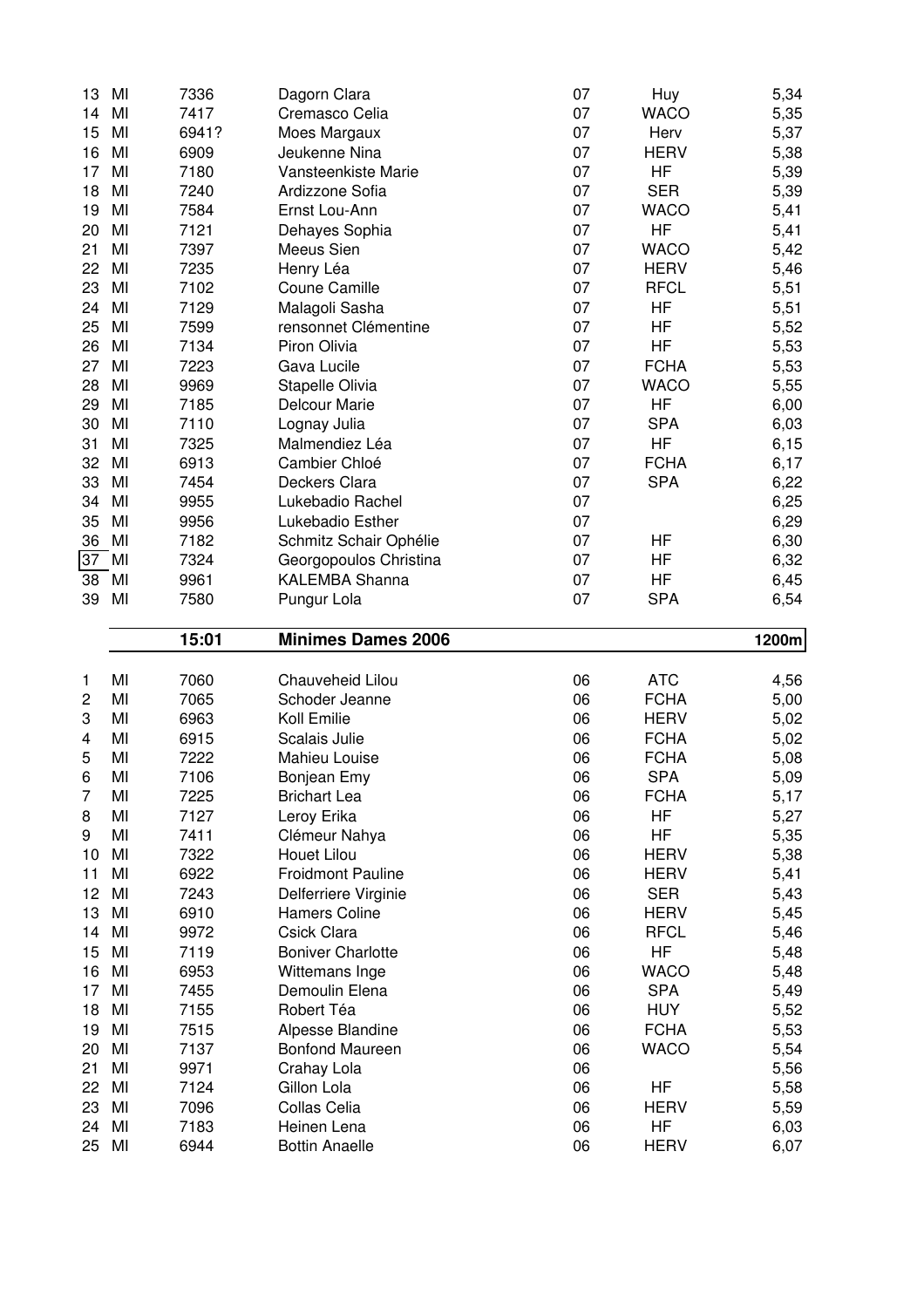| | | | | | | |
|---|---|---|---|---|---|---|
| 13 | MI | 7336 | Dagorn Clara | 07 | Huy | 5,34 |
| 14 | MI | 7417 | Cremasco Celia | 07 | WACO | 5,35 |
| 15 | MI | 6941? | Moes Margaux | 07 | Herv | 5,37 |
| 16 | MI | 6909 | Jeukenne Nina | 07 | HERV | 5,38 |
| 17 | MI | 7180 | Vansteenkiste Marie | 07 | HF | 5,39 |
| 18 | MI | 7240 | Ardizzone Sofia | 07 | SER | 5,39 |
| 19 | MI | 7584 | Ernst Lou-Ann | 07 | WACO | 5,41 |
| 20 | MI | 7121 | Dehayes Sophia | 07 | HF | 5,41 |
| 21 | MI | 7397 | Meeus Sien | 07 | WACO | 5,42 |
| 22 | MI | 7235 | Henry Léa | 07 | HERV | 5,46 |
| 23 | MI | 7102 | Coune Camille | 07 | RFCL | 5,51 |
| 24 | MI | 7129 | Malagoli Sasha | 07 | HF | 5,51 |
| 25 | MI | 7599 | rensonnet Clémentine | 07 | HF | 5,52 |
| 26 | MI | 7134 | Piron Olivia | 07 | HF | 5,53 |
| 27 | MI | 7223 | Gava Lucile | 07 | FCHA | 5,53 |
| 28 | MI | 9969 | Stapelle Olivia | 07 | WACO | 5,55 |
| 29 | MI | 7185 | Delcour Marie | 07 | HF | 6,00 |
| 30 | MI | 7110 | Lognay Julia | 07 | SPA | 6,03 |
| 31 | MI | 7325 | Malmendiez Léa | 07 | HF | 6,15 |
| 32 | MI | 6913 | Cambier Chloé | 07 | FCHA | 6,17 |
| 33 | MI | 7454 | Deckers Clara | 07 | SPA | 6,22 |
| 34 | MI | 9955 | Lukebadio Rachel | 07 | | 6,25 |
| 35 | MI | 9956 | Lukebadio Esther | 07 | | 6,29 |
| 36 | MI | 7182 | Schmitz Schair Ophélie | 07 | HF | 6,30 |
| 37 | MI | 7324 | Georgopoulos Christina | 07 | HF | 6,32 |
| 38 | MI | 9961 | KALEMBA Shanna | 07 | HF | 6,45 |
| 39 | MI | 7580 | Pungur Lola | 07 | SPA | 6,54 |

| | | **15:01** | **Minimes Dames 2006** | | | **1200m** |
|---|---|---|---|---|---|---|
| 1 | MI | 7060 | Chauveheid Lilou | 06 | ATC | 4,56 |
| 2 | MI | 7065 | Schoder Jeanne | 06 | FCHA | 5,00 |
| 3 | MI | 6963 | Koll Emilie | 06 | HERV | 5,02 |
| 4 | MI | 6915 | Scalais Julie | 06 | FCHA | 5,02 |
| 5 | MI | 7222 | Mahieu Louise | 06 | FCHA | 5,08 |
| 6 | MI | 7106 | Bonjean Emy | 06 | SPA | 5,09 |
| 7 | MI | 7225 | Brichart Lea | 06 | FCHA | 5,17 |
| 8 | MI | 7127 | Leroy Erika | 06 | HF | 5,27 |
| 9 | MI | 7411 | Clémeur Nahya | 06 | HF | 5,35 |
| 10 | MI | 7322 | Houet Lilou | 06 | HERV | 5,38 |
| 11 | MI | 6922 | Froidmont Pauline | 06 | HERV | 5,41 |
| 12 | MI | 7243 | Delferriere Virginie | 06 | SER | 5,43 |
| 13 | MI | 6910 | Hamers Coline | 06 | HERV | 5,45 |
| 14 | MI | 9972 | Csick Clara | 06 | RFCL | 5,46 |
| 15 | MI | 7119 | Boniver Charlotte | 06 | HF | 5,48 |
| 16 | MI | 6953 | Wittemans Inge | 06 | WACO | 5,48 |
| 17 | MI | 7455 | Demoulin Elena | 06 | SPA | 5,49 |
| 18 | MI | 7155 | Robert Téa | 06 | HUY | 5,52 |
| 19 | MI | 7515 | Alpesse Blandine | 06 | FCHA | 5,53 |
| 20 | MI | 7137 | Bonfond Maureen | 06 | WACO | 5,54 |
| 21 | MI | 9971 | Crahay Lola | 06 | | 5,56 |
| 22 | MI | 7124 | Gillon Lola | 06 | HF | 5,58 |
| 23 | MI | 7096 | Collas Celia | 06 | HERV | 5,59 |
| 24 | MI | 7183 | Heinen Lena | 06 | HF | 6,03 |
| 25 | MI | 6944 | Bottin Anaelle | 06 | HERV | 6,07 |